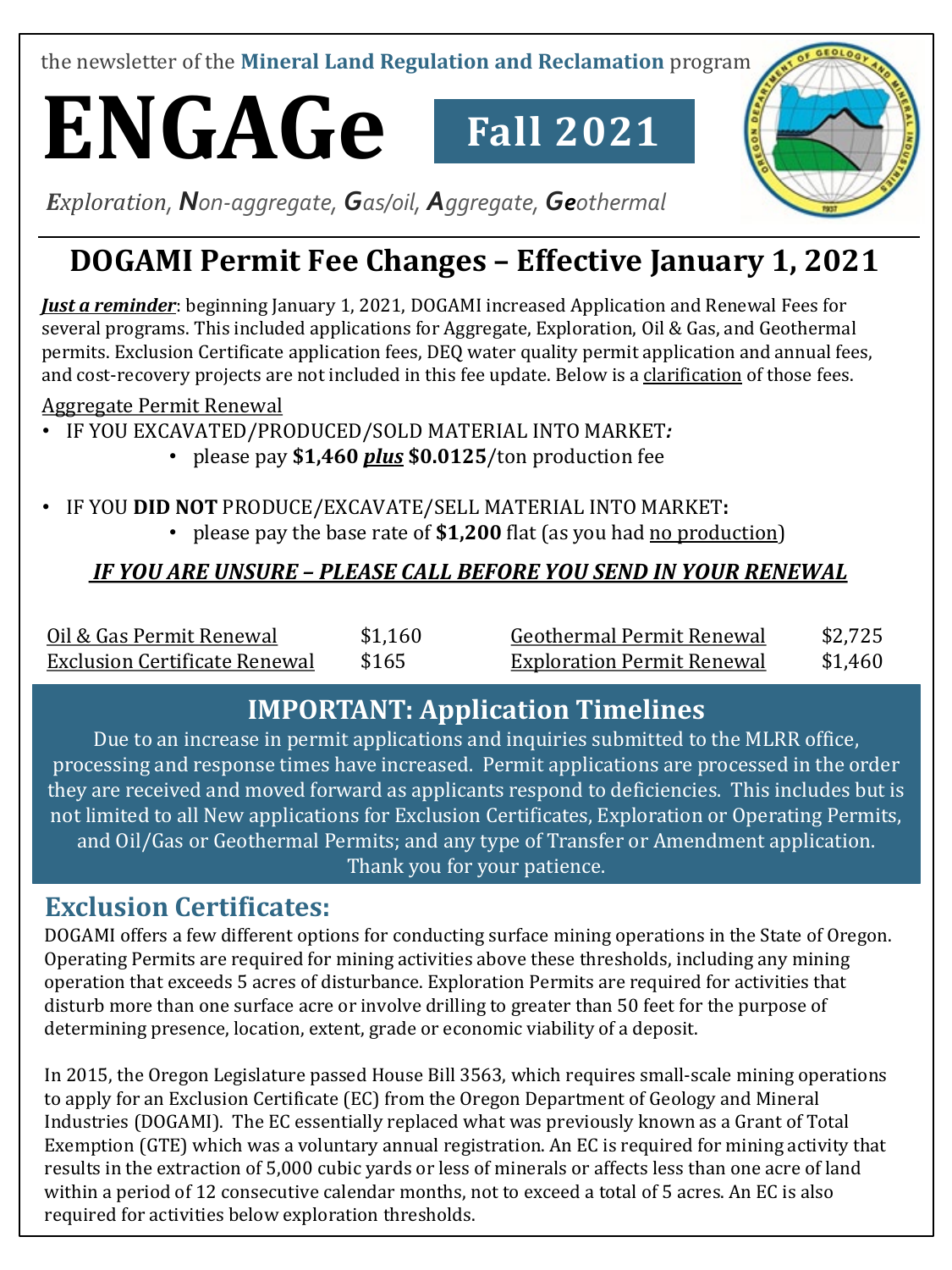the newsletter of the **Mineral Land Regulation and Reclamation** program

# ENGAGe

**Fall 2021**

***E****xploration,* ***N****on-aggregate,* ***G****as/oil,* ***A****ggregate,* ***Ge****othermal*

## DOGAMI Permit Fee Changes – Effective January 1, 2021

***Just a reminder***: beginning January 1, 2021, DOGAMI increased Application and Renewal Fees for several programs. This included applications for Aggregate, Exploration, Oil & Gas, and Geothermal permits. Exclusion Certificate application fees, DEQ water quality permit application and annual fees, and cost-recovery projects are not included in this fee update. Below is a clarification of those fees.

Aggregate Permit Renewal

- IF YOU EXCAVATED/PRODUCED/SOLD MATERIAL INTO MARKET*:*
  - please pay **$1,460** ***plus*** **$0.0125**/ton production fee
- IF YOU **DID NOT** PRODUCE/EXCAVATE/SELL MATERIAL INTO MARKET**:**
  - please pay the base rate of **$1,200** flat (as you had no production)

***IF YOU ARE UNSURE – PLEASE CALL BEFORE YOU SEND IN YOUR RENEWAL***

| | | | |
|---|---|---|---|
| Oil & Gas Permit Renewal | $1,160 | Geothermal Permit Renewal | $2,725 |
| Exclusion Certificate Renewal | $165 | Exploration Permit Renewal | $1,460 |

## IMPORTANT: Application Timelines

Due to an increase in permit applications and inquiries submitted to the MLRR office, processing and response times have increased. Permit applications are processed in the order they are received and moved forward as applicants respond to deficiencies. This includes but is not limited to all New applications for Exclusion Certificates, Exploration or Operating Permits, and Oil/Gas or Geothermal Permits; and any type of Transfer or Amendment application. Thank you for your patience.

## Exclusion Certificates:

DOGAMI offers a few different options for conducting surface mining operations in the State of Oregon. Operating Permits are required for mining activities above these thresholds, including any mining operation that exceeds 5 acres of disturbance. Exploration Permits are required for activities that disturb more than one surface acre or involve drilling to greater than 50 feet for the purpose of determining presence, location, extent, grade or economic viability of a deposit.

In 2015, the Oregon Legislature passed House Bill 3563, which requires small-scale mining operations to apply for an Exclusion Certificate (EC) from the Oregon Department of Geology and Mineral Industries (DOGAMI). The EC essentially replaced what was previously known as a Grant of Total Exemption (GTE) which was a voluntary annual registration. An EC is required for mining activity that results in the extraction of 5,000 cubic yards or less of minerals or affects less than one acre of land within a period of 12 consecutive calendar months, not to exceed a total of 5 acres. An EC is also required for activities below exploration thresholds.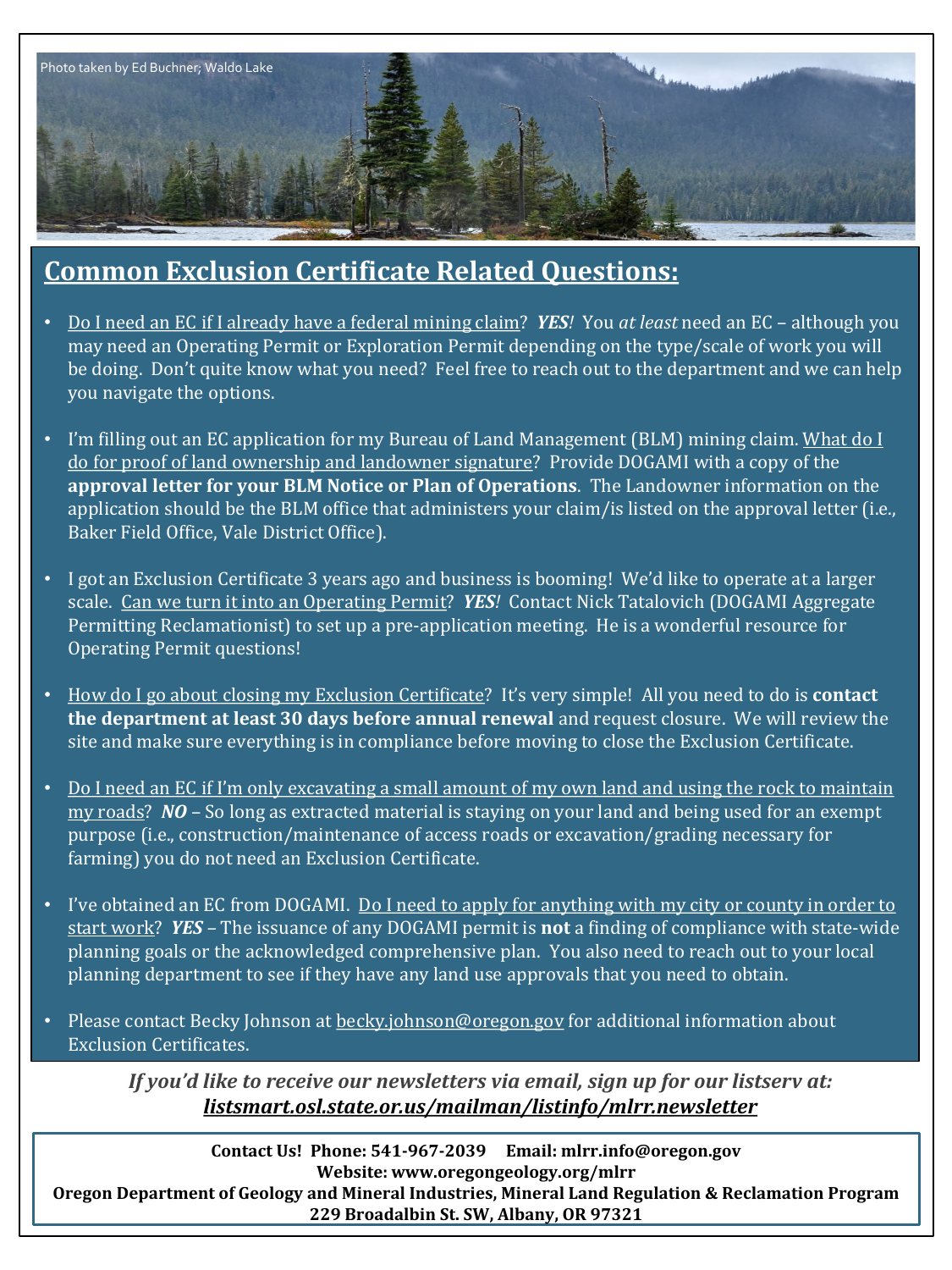Photo taken by Ed Buchner; Waldo Lake

## Common Exclusion Certificate Related Questions:

- Do I need an EC if I already have a federal mining claim? ***YES!*** You *at least* need an EC – although you may need an Operating Permit or Exploration Permit depending on the type/scale of work you will be doing. Don't quite know what you need? Feel free to reach out to the department and we can help you navigate the options.

- I'm filling out an EC application for my Bureau of Land Management (BLM) mining claim. What do I do for proof of land ownership and landowner signature? Provide DOGAMI with a copy of the **approval letter for your BLM Notice or Plan of Operations**. The Landowner information on the application should be the BLM office that administers your claim/is listed on the approval letter (i.e., Baker Field Office, Vale District Office).

- I got an Exclusion Certificate 3 years ago and business is booming! We'd like to operate at a larger scale. Can we turn it into an Operating Permit? ***YES!*** Contact Nick Tatalovich (DOGAMI Aggregate Permitting Reclamationist) to set up a pre-application meeting. He is a wonderful resource for Operating Permit questions!

- How do I go about closing my Exclusion Certificate? It's very simple! All you need to do is **contact the department at least 30 days before annual renewal** and request closure. We will review the site and make sure everything is in compliance before moving to close the Exclusion Certificate.

- Do I need an EC if I'm only excavating a small amount of my own land and using the rock to maintain my roads? ***NO*** – So long as extracted material is staying on your land and being used for an exempt purpose (i.e., construction/maintenance of access roads or excavation/grading necessary for farming) you do not need an Exclusion Certificate.

- I've obtained an EC from DOGAMI. Do I need to apply for anything with my city or county in order to start work? ***YES*** – The issuance of any DOGAMI permit is **not** a finding of compliance with state-wide planning goals or the acknowledged comprehensive plan. You also need to reach out to your local planning department to see if they have any land use approvals that you need to obtain.

- Please contact Becky Johnson at becky.johnson@oregon.gov for additional information about Exclusion Certificates.

***If you'd like to receive our newsletters via email, sign up for our listserv at: listsmart.osl.state.or.us/mailman/listinfo/mlrr.newsletter***

**Contact Us! Phone: 541-967-2039 Email: mlrr.info@oregon.gov**
**Website: www.oregongeology.org/mlrr**
**Oregon Department of Geology and Mineral Industries, Mineral Land Regulation & Reclamation Program**
**229 Broadalbin St. SW, Albany, OR 97321**